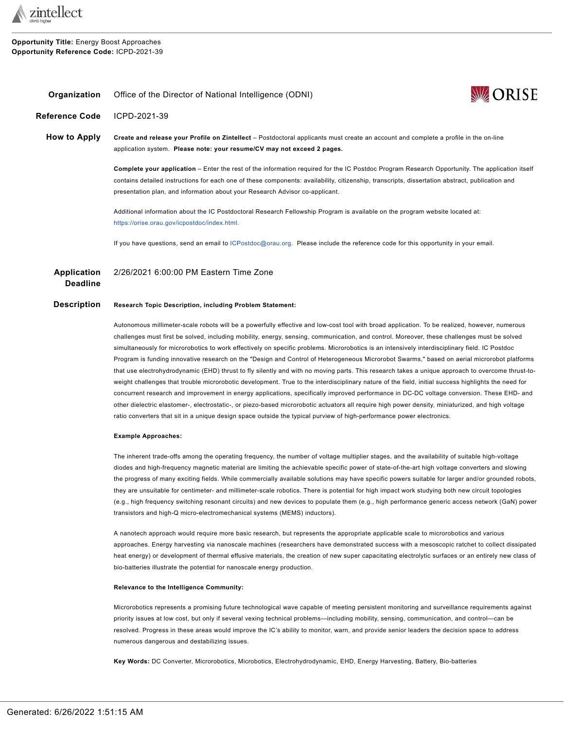**Opportunity Title:** Energy Boost Approaches
**Opportunity Reference Code:** ICPD-2021-39

**Organization** Office of the Director of National Intelligence (ODNI)

**Reference Code** ICPD-2021-39

**How to Apply**

**Create and release your Profile on Zintellect** – Postdoctoral applicants must create an account and complete a profile in the on-line application system. **Please note: your resume/CV may not exceed 2 pages.**

**Complete your application** – Enter the rest of the information required for the IC Postdoc Program Research Opportunity. The application itself contains detailed instructions for each one of these components: availability, citizenship, transcripts, dissertation abstract, publication and presentation plan, and information about your Research Advisor co-applicant.

Additional information about the IC Postdoctoral Research Fellowship Program is available on the program website located at: https://orise.orau.gov/icpostdoc/index.html.

If you have questions, send an email to ICPostdoc@orau.org. Please include the reference code for this opportunity in your email.

**Application Deadline** 2/26/2021 6:00:00 PM Eastern Time Zone

**Description**

**Research Topic Description, including Problem Statement:**

Autonomous millimeter-scale robots will be a powerfully effective and low-cost tool with broad application. To be realized, however, numerous challenges must first be solved, including mobility, energy, sensing, communication, and control. Moreover, these challenges must be solved simultaneously for microrobotics to work effectively on specific problems. Microrobotics is an intensively interdisciplinary field. IC Postdoc Program is funding innovative research on the "Design and Control of Heterogeneous Microrobot Swarms," based on aerial microrobot platforms that use electrohydrodynamic (EHD) thrust to fly silently and with no moving parts. This research takes a unique approach to overcome thrust-to-weight challenges that trouble microrobotic development. True to the interdisciplinary nature of the field, initial success highlights the need for concurrent research and improvement in energy applications, specifically improved performance in DC-DC voltage conversion. These EHD- and other dielectric elastomer-, electrostatic-, or piezo-based microrobotic actuators all require high power density, miniaturized, and high voltage ratio converters that sit in a unique design space outside the typical purview of high-performance power electronics.

**Example Approaches:**

The inherent trade-offs among the operating frequency, the number of voltage multiplier stages, and the availability of suitable high-voltage diodes and high-frequency magnetic material are limiting the achievable specific power of state-of-the-art high voltage converters and slowing the progress of many exciting fields. While commercially available solutions may have specific powers suitable for larger and/or grounded robots, they are unsuitable for centimeter- and millimeter-scale robotics. There is potential for high impact work studying both new circuit topologies (e.g., high frequency switching resonant circuits) and new devices to populate them (e.g., high performance generic access network (GaN) power transistors and high-Q micro-electromechanical systems (MEMS) inductors).

A nanotech approach would require more basic research, but represents the appropriate applicable scale to microrobotics and various approaches. Energy harvesting via nanoscale machines (researchers have demonstrated success with a mesoscopic ratchet to collect dissipated heat energy) or development of thermal effusive materials, the creation of new super capacitating electrolytic surfaces or an entirely new class of bio-batteries illustrate the potential for nanoscale energy production.

**Relevance to the Intelligence Community:**

Microrobotics represents a promising future technological wave capable of meeting persistent monitoring and surveillance requirements against priority issues at low cost, but only if several vexing technical problems—including mobility, sensing, communication, and control—can be resolved. Progress in these areas would improve the IC's ability to monitor, warn, and provide senior leaders the decision space to address numerous dangerous and destabilizing issues.

**Key Words:** DC Converter, Microrobotics, Microbotics, Electrohydrodynamic, EHD, Energy Harvesting, Battery, Bio-batteries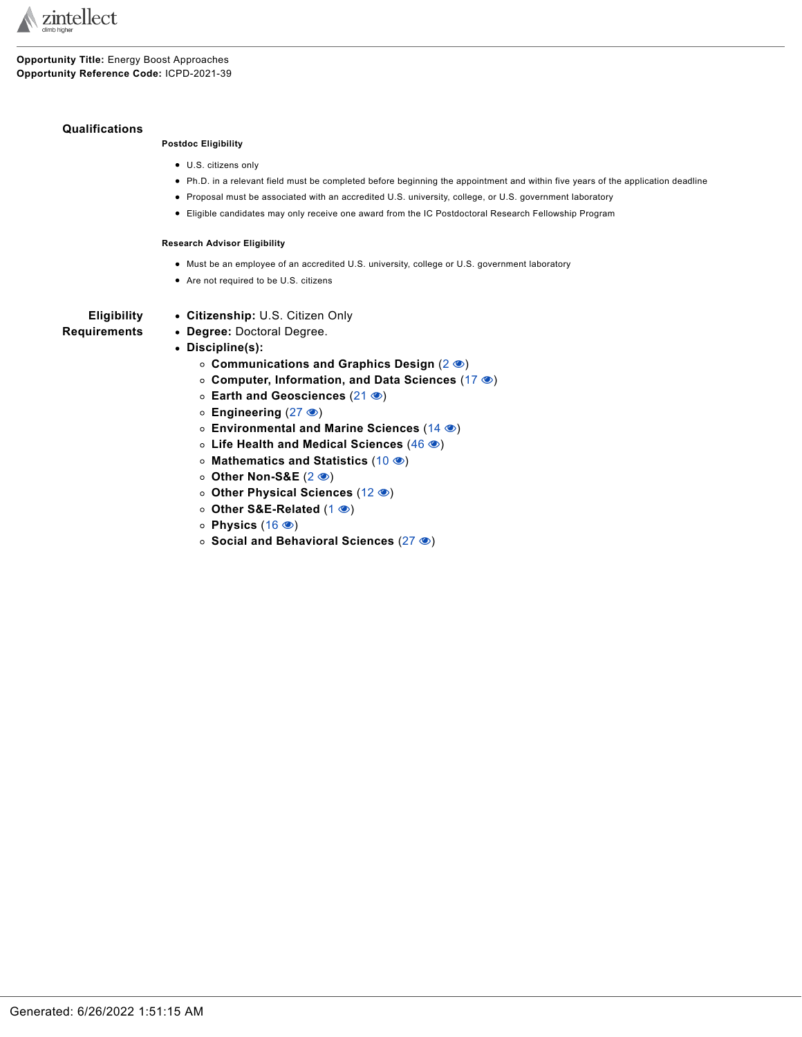**Opportunity Title:** Energy Boost Approaches
**Opportunity Reference Code:** ICPD-2021-39

## Qualifications

### Postdoc Eligibility

- U.S. citizens only
- Ph.D. in a relevant field must be completed before beginning the appointment and within five years of the application deadline
- Proposal must be associated with an accredited U.S. university, college, or U.S. government laboratory
- Eligible candidates may only receive one award from the IC Postdoctoral Research Fellowship Program

### Research Advisor Eligibility

- Must be an employee of an accredited U.S. university, college or U.S. government laboratory
- Are not required to be U.S. citizens

## Eligibility Requirements

- **Citizenship:** U.S. Citizen Only
- **Degree:** Doctoral Degree.
- **Discipline(s):**
  - **Communications and Graphics Design** (2)
  - **Computer, Information, and Data Sciences** (17)
  - **Earth and Geosciences** (21)
  - **Engineering** (27)
  - **Environmental and Marine Sciences** (14)
  - **Life Health and Medical Sciences** (46)
  - **Mathematics and Statistics** (10)
  - **Other Non-S&E** (2)
  - **Other Physical Sciences** (12)
  - **Other S&E-Related** (1)
  - **Physics** (16)
  - **Social and Behavioral Sciences** (27)

Generated: 6/26/2022 1:51:15 AM